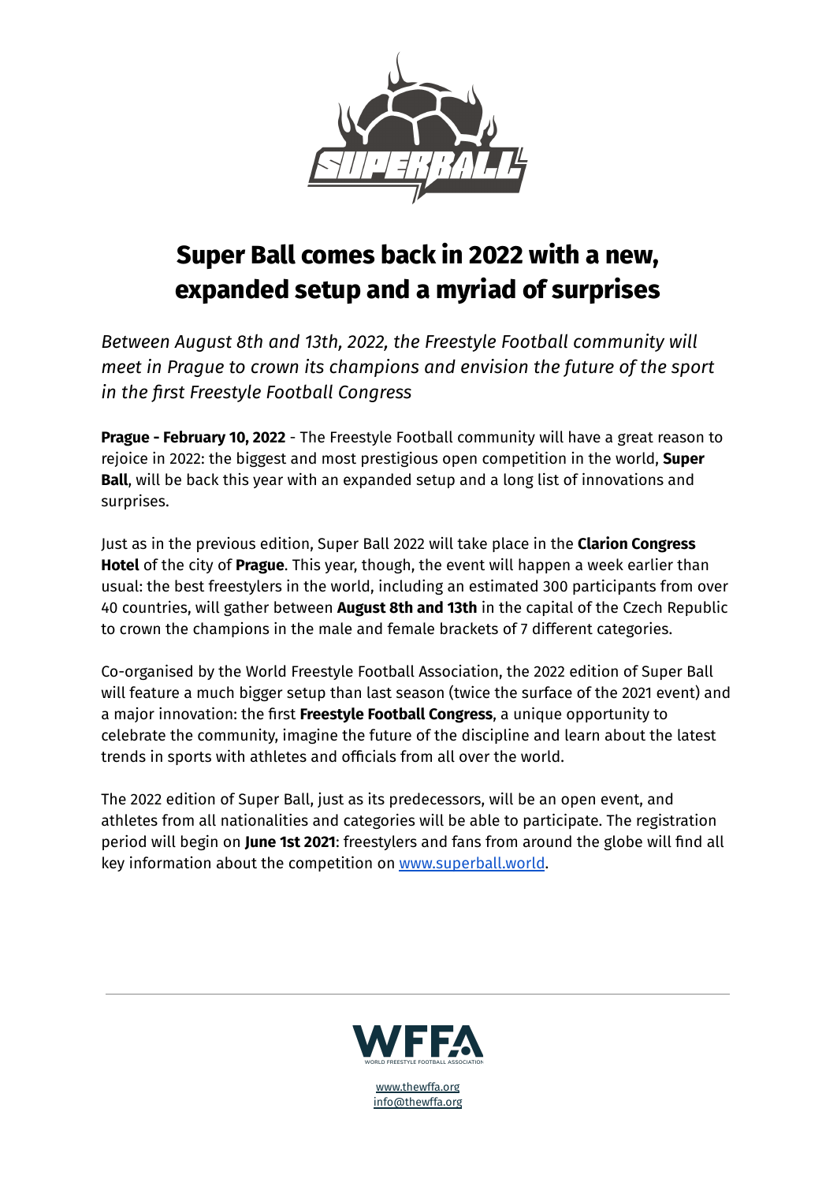# Super Ball comes back in 2022 with a new, expanded setup and a myriad of surprises

*Between August 8th and 13th, 2022, the Freestyle Football community will meet in Prague to crown its champions and envision the future of the sport in the first Freestyle Football Congress*

**Prague - February 10, 2022** - The Freestyle Football community will have a great reason to rejoice in 2022: the biggest and most prestigious open competition in the world, **Super Ball**, will be back this year with an expanded setup and a long list of innovations and surprises.

Just as in the previous edition, Super Ball 2022 will take place in the **Clarion Congress Hotel** of the city of **Prague**. This year, though, the event will happen a week earlier than usual: the best freestylers in the world, including an estimated 300 participants from over 40 countries, will gather between **August 8th and 13th** in the capital of the Czech Republic to crown the champions in the male and female brackets of 7 different categories.

Co-organised by the World Freestyle Football Association, the 2022 edition of Super Ball will feature a much bigger setup than last season (twice the surface of the 2021 event) and a major innovation: the first **Freestyle Football Congress**, a unique opportunity to celebrate the community, imagine the future of the discipline and learn about the latest trends in sports with athletes and officials from all over the world.

The 2022 edition of Super Ball, just as its predecessors, will be an open event, and athletes from all nationalities and categories will be able to participate. The registration period will begin on **June 1st 2021**: freestylers and fans from around the globe will find all key information about the competition on [www.superball.world](www.superball.world).

---

WFFA
WORLD FREESTYLE FOOTBALL ASSOCIATION

[www.thewffa.org](www.thewffa.org)
[info@thewffa.org](mailto:info@thewffa.org)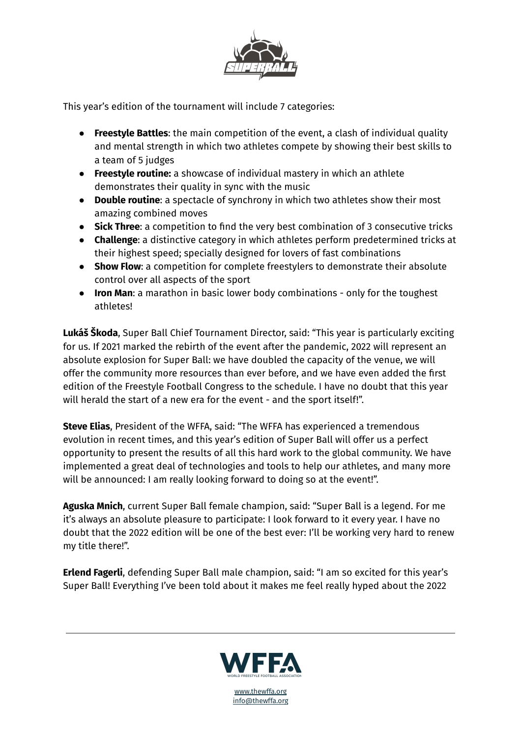This year's edition of the tournament will include 7 categories:

- **Freestyle Battles**: the main competition of the event, a clash of individual quality and mental strength in which two athletes compete by showing their best skills to a team of 5 judges
- **Freestyle routine:** a showcase of individual mastery in which an athlete demonstrates their quality in sync with the music
- **Double routine**: a spectacle of synchrony in which two athletes show their most amazing combined moves
- **Sick Three**: a competition to find the very best combination of 3 consecutive tricks
- **Challenge**: a distinctive category in which athletes perform predetermined tricks at their highest speed; specially designed for lovers of fast combinations
- **Show Flow**: a competition for complete freestylers to demonstrate their absolute control over all aspects of the sport
- **Iron Man**: a marathon in basic lower body combinations - only for the toughest athletes!

**Lukáš Škoda**, Super Ball Chief Tournament Director, said: "This year is particularly exciting for us. If 2021 marked the rebirth of the event after the pandemic, 2022 will represent an absolute explosion for Super Ball: we have doubled the capacity of the venue, we will offer the community more resources than ever before, and we have even added the first edition of the Freestyle Football Congress to the schedule. I have no doubt that this year will herald the start of a new era for the event - and the sport itself!".

**Steve Elias**, President of the WFFA, said: "The WFFA has experienced a tremendous evolution in recent times, and this year's edition of Super Ball will offer us a perfect opportunity to present the results of all this hard work to the global community. We have implemented a great deal of technologies and tools to help our athletes, and many more will be announced: I am really looking forward to doing so at the event!".

**Aguska Mnich**, current Super Ball female champion, said: "Super Ball is a legend. For me it's always an absolute pleasure to participate: I look forward to it every year. I have no doubt that the 2022 edition will be one of the best ever: I'll be working very hard to renew my title there!".

**Erlend Fagerli**, defending Super Ball male champion, said: "I am so excited for this year's Super Ball! Everything I've been told about it makes me feel really hyped about the 2022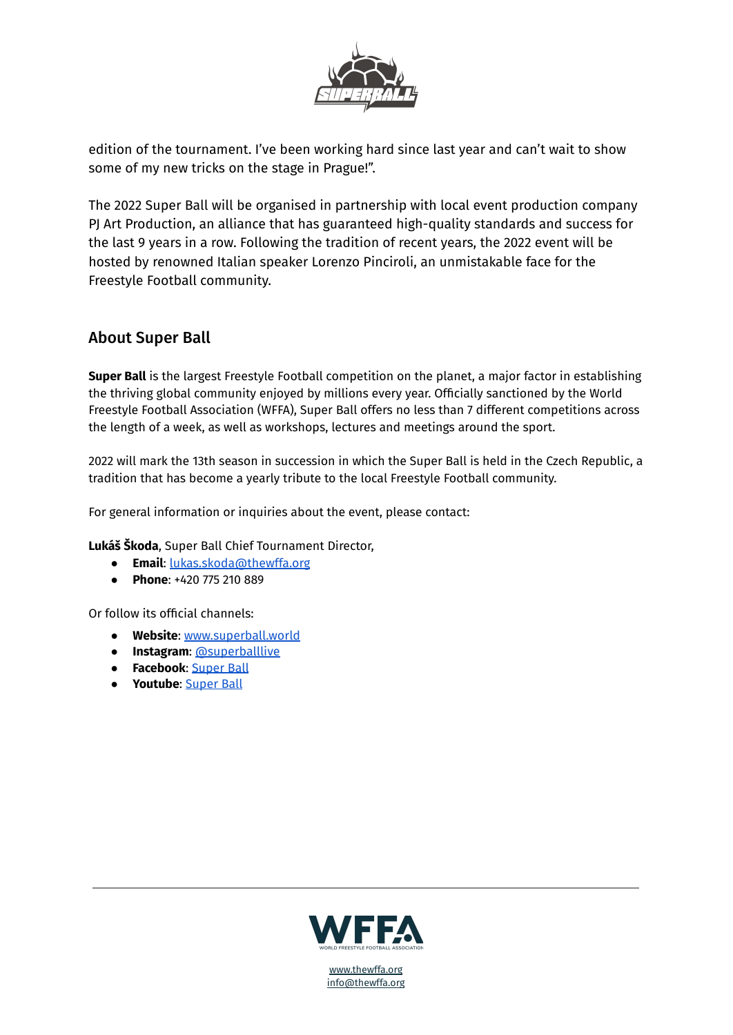edition of the tournament. I've been working hard since last year and can't wait to show some of my new tricks on the stage in Prague!".

The 2022 Super Ball will be organised in partnership with local event production company PJ Art Production, an alliance that has guaranteed high-quality standards and success for the last 9 years in a row. Following the tradition of recent years, the 2022 event will be hosted by renowned Italian speaker Lorenzo Pinciroli, an unmistakable face for the Freestyle Football community.

## About Super Ball

**Super Ball** is the largest Freestyle Football competition on the planet, a major factor in establishing the thriving global community enjoyed by millions every year. Officially sanctioned by the World Freestyle Football Association (WFFA), Super Ball offers no less than 7 different competitions across the length of a week, as well as workshops, lectures and meetings around the sport.

2022 will mark the 13th season in succession in which the Super Ball is held in the Czech Republic, a tradition that has become a yearly tribute to the local Freestyle Football community.

For general information or inquiries about the event, please contact:

**Lukáš Škoda**, Super Ball Chief Tournament Director,

- **Email**: lukas.skoda@thewffa.org
- **Phone**: +420 775 210 889

Or follow its official channels:

- **Website**: www.superball.world
- **Instagram**: @superballlive
- **Facebook**: Super Ball
- **Youtube**: Super Ball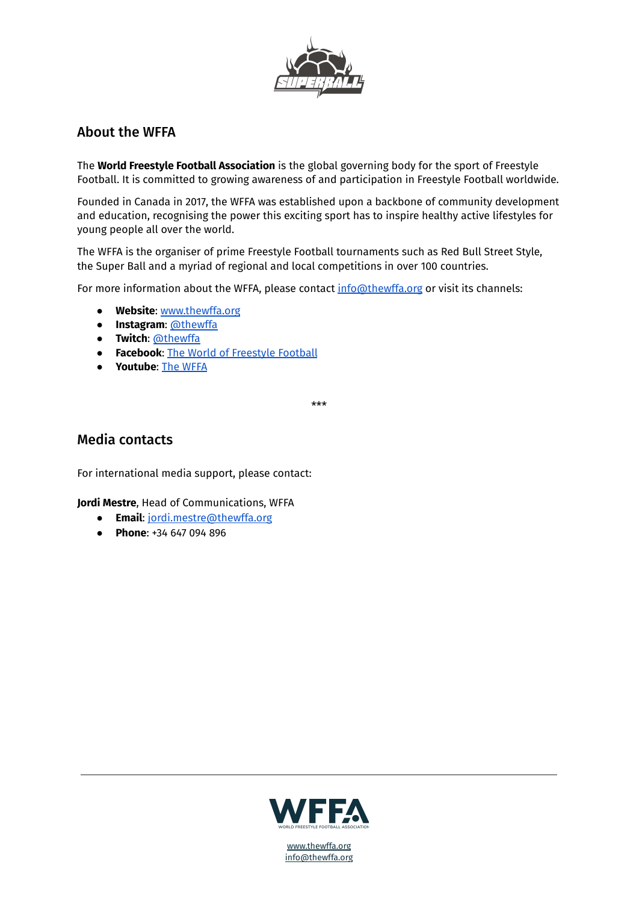## About the WFFA

The **World Freestyle Football Association** is the global governing body for the sport of Freestyle Football. It is committed to growing awareness of and participation in Freestyle Football worldwide.

Founded in Canada in 2017, the WFFA was established upon a backbone of community development and education, recognising the power this exciting sport has to inspire healthy active lifestyles for young people all over the world.

The WFFA is the organiser of prime Freestyle Football tournaments such as Red Bull Street Style, the Super Ball and a myriad of regional and local competitions in over 100 countries.

For more information about the WFFA, please contact info@thewffa.org or visit its channels:

- **Website**: www.thewffa.org
- **Instagram**: @thewffa
- **Twitch**: @thewffa
- **Facebook**: The World of Freestyle Football
- **Youtube**: The WFFA

***

## Media contacts

For international media support, please contact:

**Jordi Mestre**, Head of Communications, WFFA

- **Email**: jordi.mestre@thewffa.org
- **Phone**: +34 647 094 896

---

WFFA
WORLD FREESTYLE FOOTBALL ASSOCIATION

www.thewffa.org
info@thewffa.org